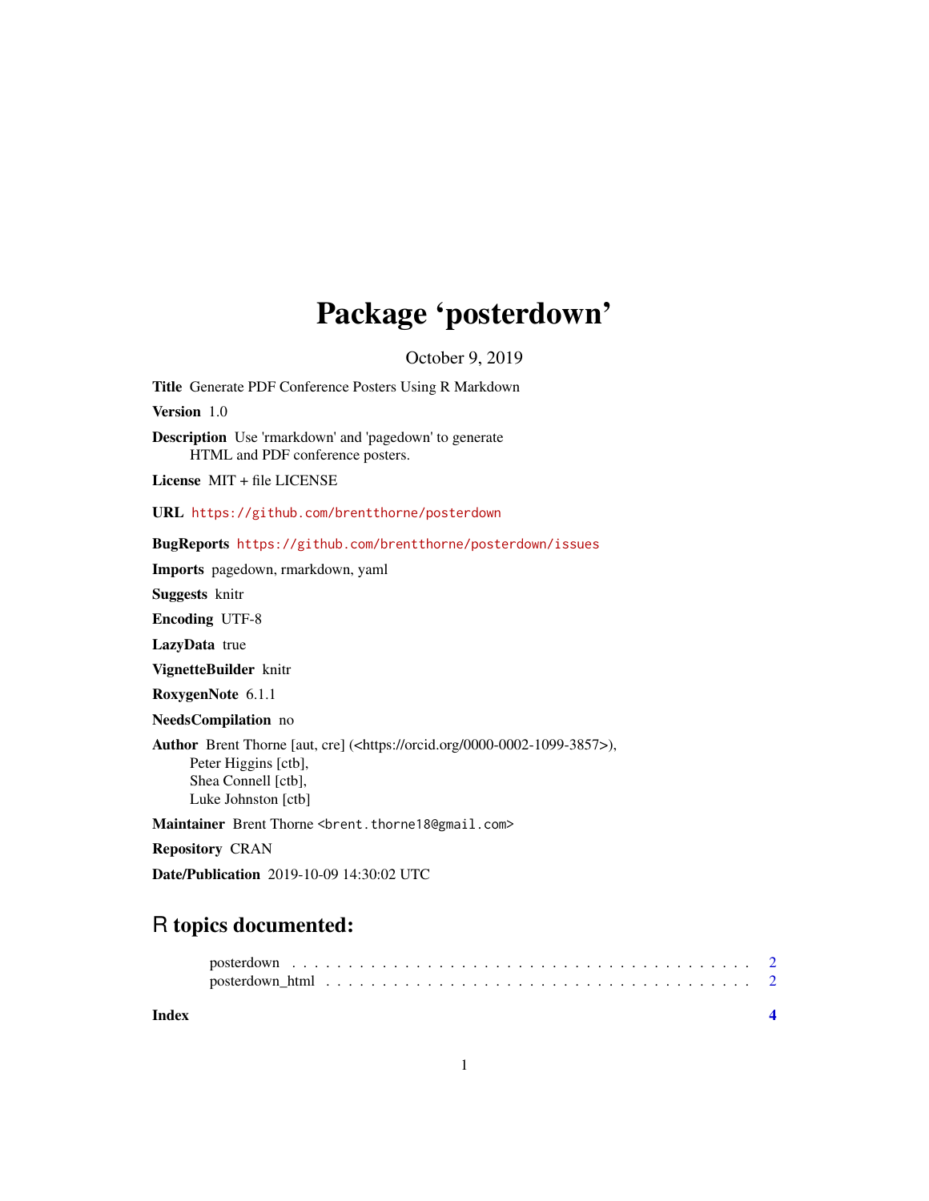# Package 'posterdown'

October 9, 2019

**Title** Generate PDF Conference Posters Using R Markdown

**Version** 1.0

**Description** Use 'rmarkdown' and 'pagedown' to generate HTML and PDF conference posters.

**License** MIT + file LICENSE

**URL** https://github.com/brentthorne/posterdown

**BugReports** https://github.com/brentthorne/posterdown/issues

**Imports** pagedown, rmarkdown, yaml

**Suggests** knitr

**Encoding** UTF-8

**LazyData** true

**VignetteBuilder** knitr

**RoxygenNote** 6.1.1

**NeedsCompilation** no

**Author** Brent Thorne [aut, cre] (<https://orcid.org/0000-0002-1099-3857>), Peter Higgins [ctb], Shea Connell [ctb], Luke Johnston [ctb]

**Maintainer** Brent Thorne <brent.thorne18@gmail.com>

**Repository** CRAN

**Date/Publication** 2019-10-09 14:30:02 UTC

## R topics documented:

- posterdown . . . . . . . . . . . . . . . . . . . . . . . . . . . . . . . . . . . . . . . . 2
- posterdown_html . . . . . . . . . . . . . . . . . . . . . . . . . . . . . . . . . . . . . 2

**Index** 4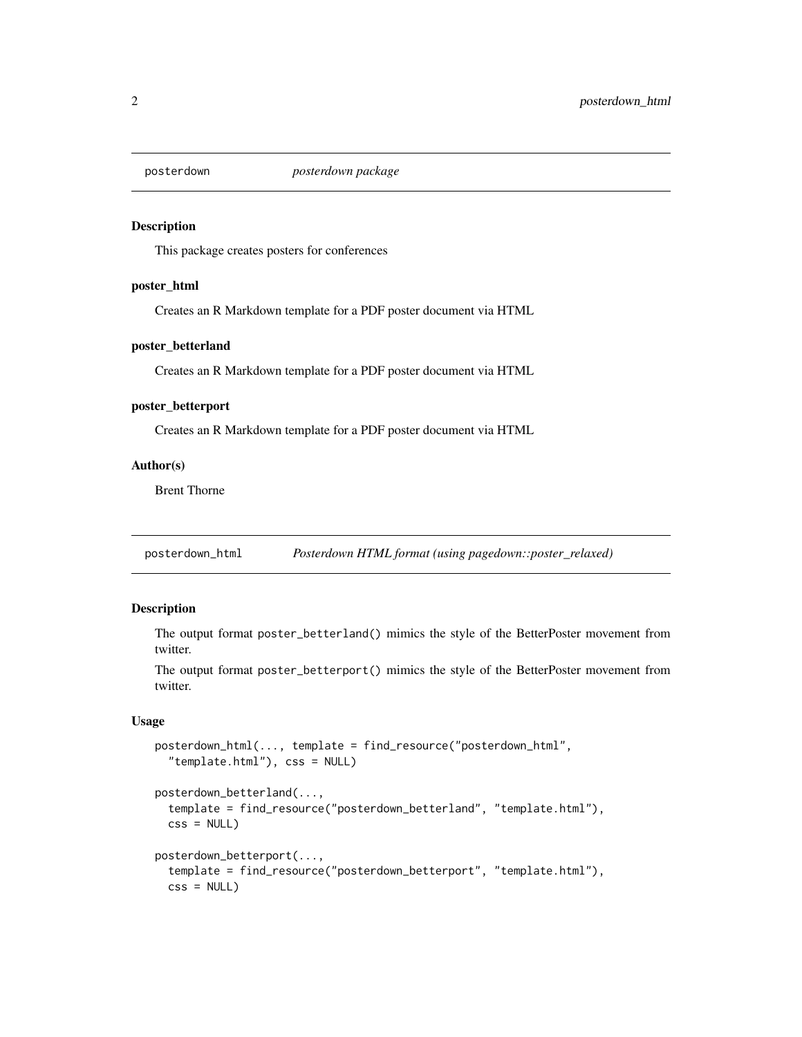## posterdown — *posterdown package*

### Description

This package creates posters for conferences

### poster_html

Creates an R Markdown template for a PDF poster document via HTML

### poster_betterland

Creates an R Markdown template for a PDF poster document via HTML

### poster_betterport

Creates an R Markdown template for a PDF poster document via HTML

### Author(s)

Brent Thorne

## posterdown_html — *Posterdown HTML format (using pagedown::poster_relaxed)*

### Description

The output format poster_betterland() mimics the style of the BetterPoster movement from twitter.

The output format poster_betterport() mimics the style of the BetterPoster movement from twitter.

### Usage

```
posterdown_html(..., template = find_resource("posterdown_html",
  "template.html"), css = NULL)

posterdown_betterland(...,
  template = find_resource("posterdown_betterland", "template.html"),
  css = NULL)

posterdown_betterport(...,
  template = find_resource("posterdown_betterport", "template.html"),
  css = NULL)
```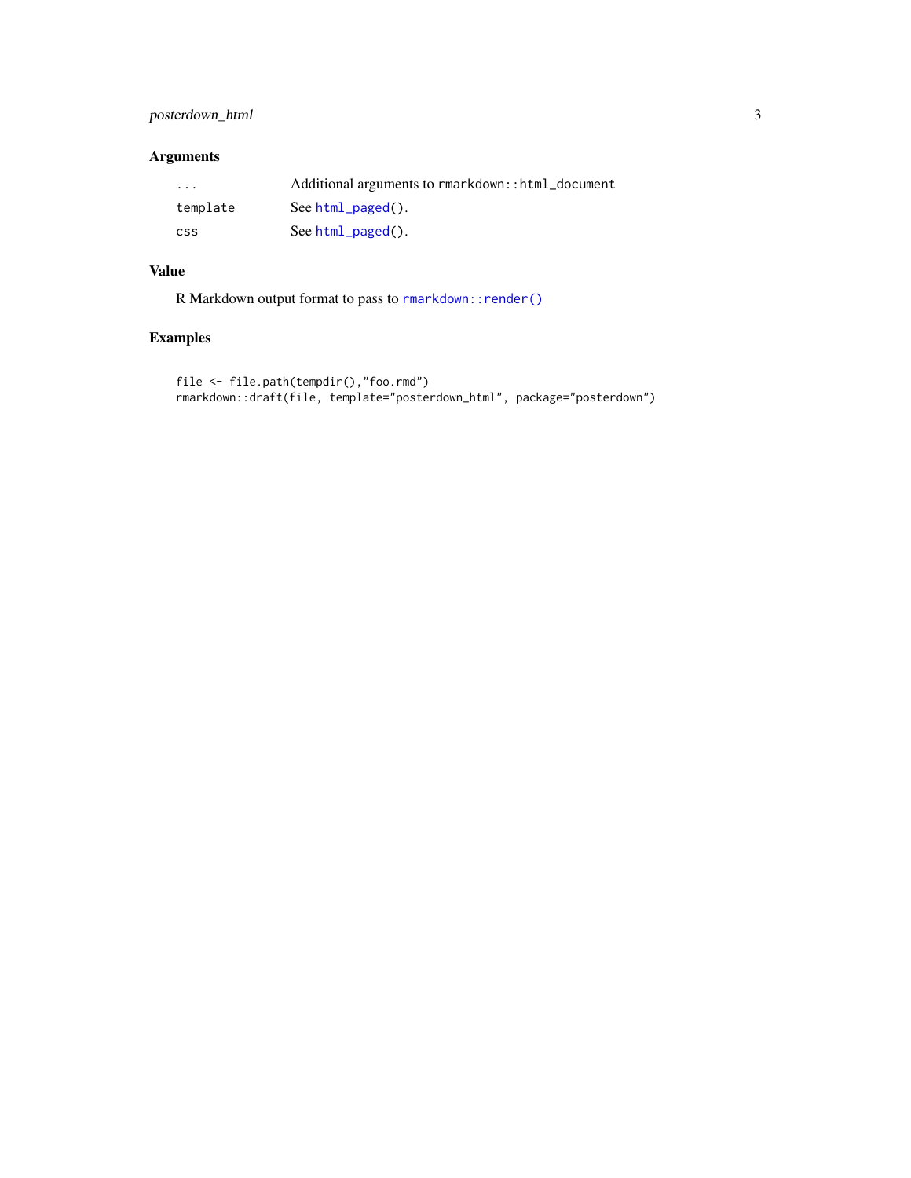## Arguments

| | |
|---|---|
| `...` | Additional arguments to `rmarkdown::html_document` |
| `template` | See `html_paged()`. |
| `css` | See `html_paged()`. |

## Value

R Markdown output format to pass to `rmarkdown::render()`

## Examples

```
file <- file.path(tempdir(),"foo.rmd")
rmarkdown::draft(file, template="posterdown_html", package="posterdown")
```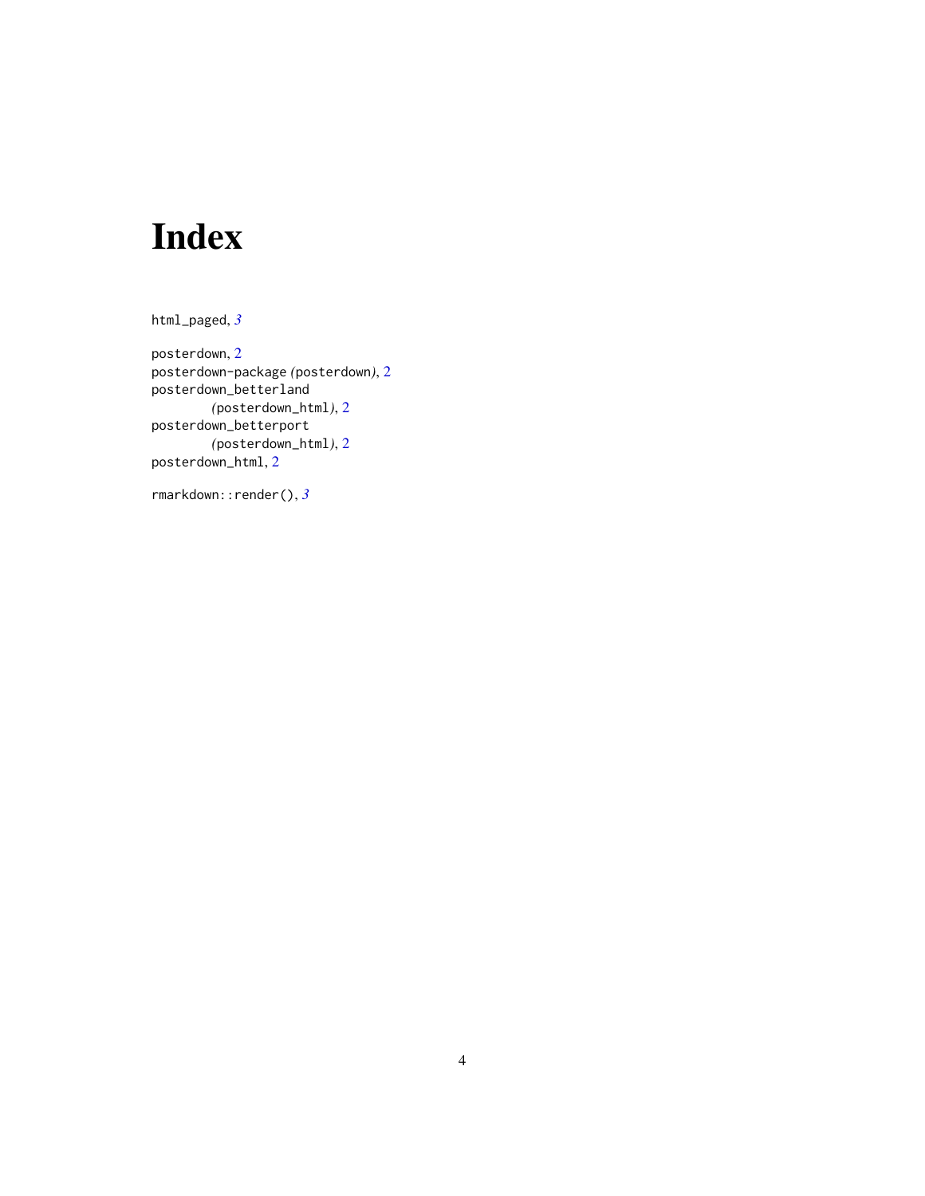# Index

html_paged, *3*

posterdown, 2
posterdown-package *(*posterdown*)*, 2
posterdown_betterland
  *(*posterdown_html*)*, 2
posterdown_betterport
  *(*posterdown_html*)*, 2
posterdown_html, 2

rmarkdown::render(), *3*